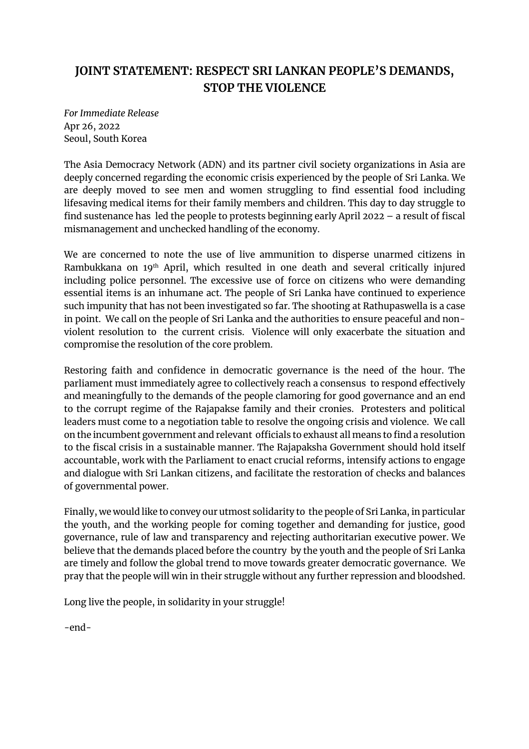# JOINT STATEMENT: RESPECT SRI LANKAN PEOPLE'S DEMANDS, STOP THE VIOLENCE

*For Immediate Release*
Apr 26, 2022
Seoul, South Korea

The Asia Democracy Network (ADN) and its partner civil society organizations in Asia are deeply concerned regarding the economic crisis experienced by the people of Sri Lanka. We are deeply moved to see men and women struggling to find essential food including lifesaving medical items for their family members and children. This day to day struggle to find sustenance has led the people to protests beginning early April 2022 – a result of fiscal mismanagement and unchecked handling of the economy.

We are concerned to note the use of live ammunition to disperse unarmed citizens in Rambukkana on 19th April, which resulted in one death and several critically injured including police personnel. The excessive use of force on citizens who were demanding essential items is an inhumane act. The people of Sri Lanka have continued to experience such impunity that has not been investigated so far. The shooting at Rathupaswella is a case in point. We call on the people of Sri Lanka and the authorities to ensure peaceful and non-violent resolution to the current crisis. Violence will only exacerbate the situation and compromise the resolution of the core problem.

Restoring faith and confidence in democratic governance is the need of the hour. The parliament must immediately agree to collectively reach a consensus to respond effectively and meaningfully to the demands of the people clamoring for good governance and an end to the corrupt regime of the Rajapakse family and their cronies. Protesters and political leaders must come to a negotiation table to resolve the ongoing crisis and violence. We call on the incumbent government and relevant officials to exhaust all means to find a resolution to the fiscal crisis in a sustainable manner. The Rajapaksha Government should hold itself accountable, work with the Parliament to enact crucial reforms, intensify actions to engage and dialogue with Sri Lankan citizens, and facilitate the restoration of checks and balances of governmental power.

Finally, we would like to convey our utmost solidarity to the people of Sri Lanka, in particular the youth, and the working people for coming together and demanding for justice, good governance, rule of law and transparency and rejecting authoritarian executive power. We believe that the demands placed before the country by the youth and the people of Sri Lanka are timely and follow the global trend to move towards greater democratic governance. We pray that the people will win in their struggle without any further repression and bloodshed.

Long live the people, in solidarity in your struggle!

-end-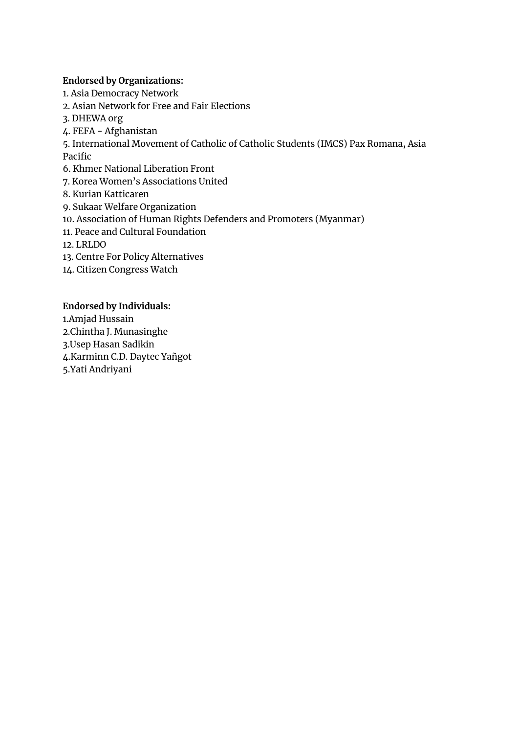**Endorsed by Organizations:**

1. Asia Democracy Network
2. Asian Network for Free and Fair Elections
3. DHEWA org
4. FEFA - Afghanistan
5. International Movement of Catholic of Catholic Students (IMCS) Pax Romana, Asia Pacific
6. Khmer National Liberation Front
7. Korea Women's Associations United
8. Kurian Katticaren
9. Sukaar Welfare Organization
10. Association of Human Rights Defenders and Promoters (Myanmar)
11. Peace and Cultural Foundation
12. LRLDO
13. Centre For Policy Alternatives
14. Citizen Congress Watch

**Endorsed by Individuals:**

1.Amjad Hussain
2.Chintha J. Munasinghe
3.Usep Hasan Sadikin
4.Karminn C.D. Daytec Yañgot
5.Yati Andriyani